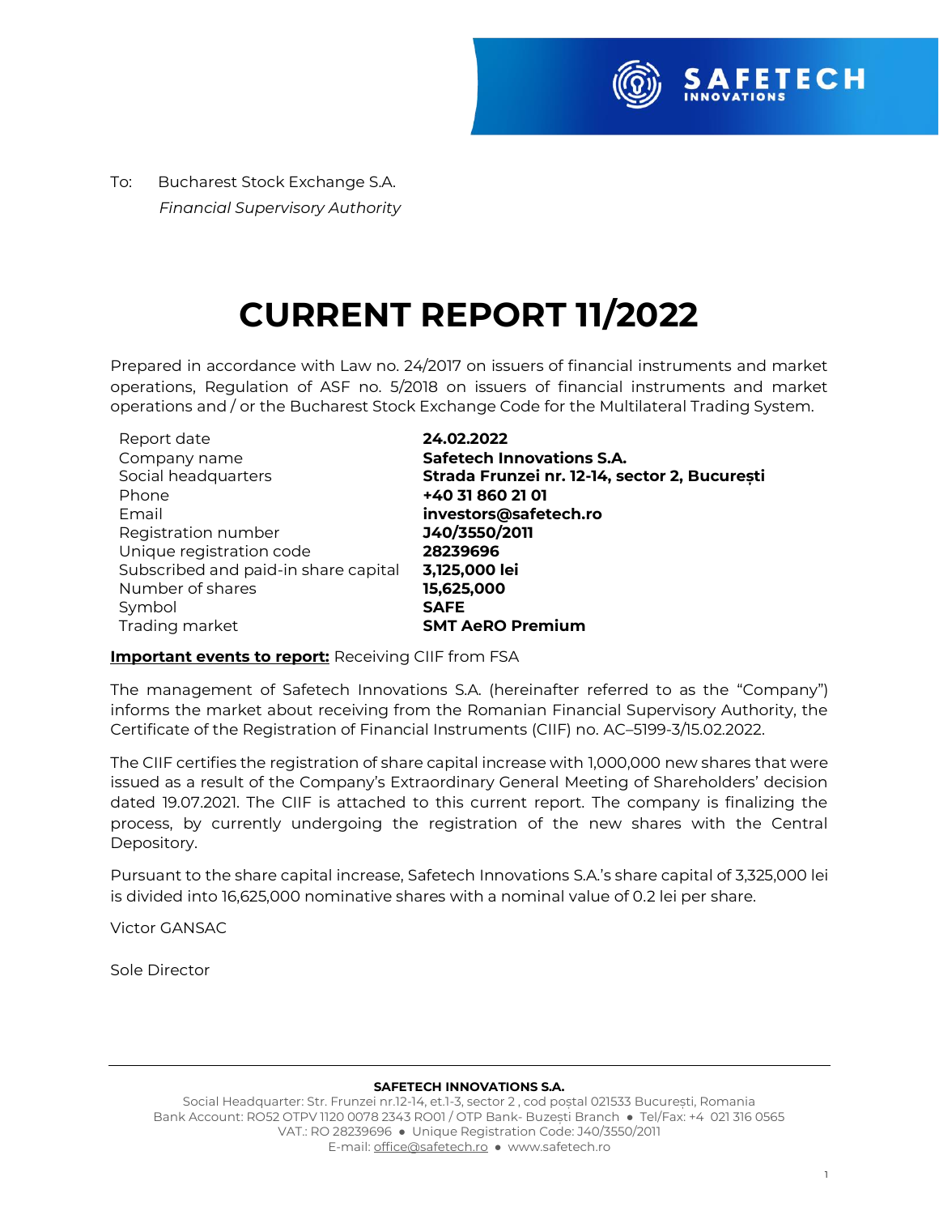To: Bucharest Stock Exchange S.A.
*Financial Supervisory Authority*

# CURRENT REPORT 11/2022

Prepared in accordance with Law no. 24/2017 on issuers of financial instruments and market operations, Regulation of ASF no. 5/2018 on issuers of financial instruments and market operations and / or the Bucharest Stock Exchange Code for the Multilateral Trading System.

| | |
|---|---|
| Report date | **24.02.2022** |
| Company name | **Safetech Innovations S.A.** |
| Social headquarters | **Strada Frunzei nr. 12-14, sector 2, București** |
| Phone | **+40 31 860 21 01** |
| Email | **investors@safetech.ro** |
| Registration number | **J40/3550/2011** |
| Unique registration code | **28239696** |
| Subscribed and paid-in share capital | **3,125,000 lei** |
| Number of shares | **15,625,000** |
| Symbol | **SAFE** |
| Trading market | **SMT AeRO Premium** |

**Important events to report:** Receiving CIIF from FSA

The management of Safetech Innovations S.A. (hereinafter referred to as the "Company") informs the market about receiving from the Romanian Financial Supervisory Authority, the Certificate of the Registration of Financial Instruments (CIIF) no. AC–5199-3/15.02.2022.

The CIIF certifies the registration of share capital increase with 1,000,000 new shares that were issued as a result of the Company's Extraordinary General Meeting of Shareholders' decision dated 19.07.2021. The CIIF is attached to this current report. The company is finalizing the process, by currently undergoing the registration of the new shares with the Central Depository.

Pursuant to the share capital increase, Safetech Innovations S.A.'s share capital of 3,325,000 lei is divided into 16,625,000 nominative shares with a nominal value of 0.2 lei per share.

Victor GANSAC

Sole Director

**SAFETECH INNOVATIONS S.A.**
Social Headquarter: Str. Frunzei nr.12-14, et.1-3, sector 2 , cod poștal 021533 București, Romania
Bank Account: RO52 OTPV 1120 0078 2343 RO01 / OTP Bank- Buzești Branch ● Tel/Fax: +4 021 316 0565
VAT.: RO 28239696 ● Unique Registration Code: J40/3550/2011
E-mail: office@safetech.ro ● www.safetech.ro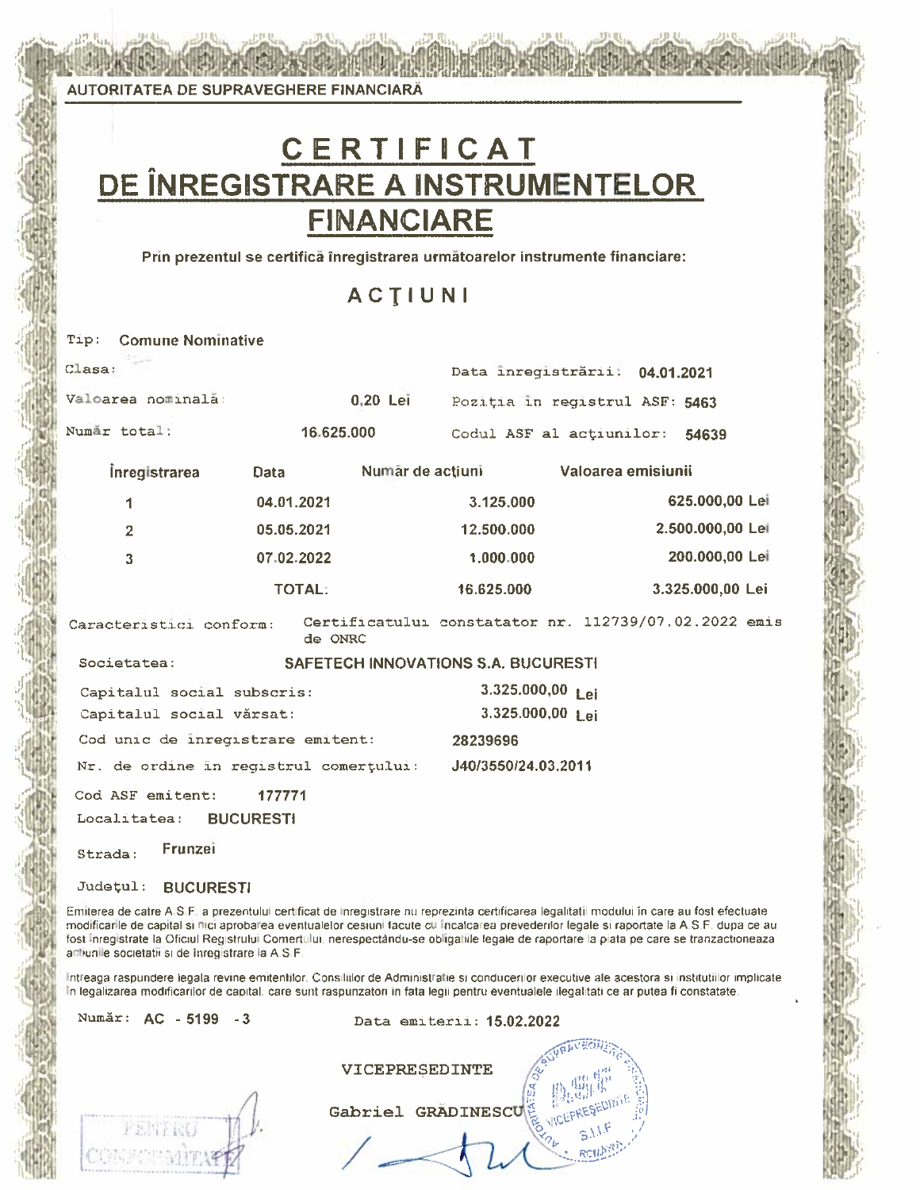AUTORITATEA DE SUPRAVEGHERE FINANCIARĂ

# CERTIFICAT DE ÎNREGISTRARE A INSTRUMENTELOR FINANCIARE

**Prin prezentul se certifică înregistrarea următoarelor instrumente financiare:**

## ACŢIUNI

Tip: **Comune Nominative**

Clasa:

Data înregistrării: **04.01.2021**

Valoarea nominală: **0,20 Lei**

Poziţia in registrul ASF: **5463**

Număr total: **16.625.000**

Codul ASF al acţiunilor: **54639**

| Înregistrarea | Data | Număr de acţiuni | Valoarea emisiunii |
|---|---|---|---|
| 1 | 04.01.2021 | 3.125.000 | 625.000,00 Lei |
| 2 | 05.05.2021 | 12.500.000 | 2.500.000,00 Lei |
| 3 | 07.02.2022 | 1.000.000 | 200.000,00 Lei |
| | TOTAL: | 16.625.000 | 3.325.000,00 Lei |

Caracteristici conform: Certificatului constatator nr. 112739/07.02.2022 emis de ONRC

Societatea: **SAFETECH INNOVATIONS S.A. BUCURESTI**

Capitalul social subscris: **3.325.000,00 Lei**

Capitalul social vărsat: **3.325.000,00 Lei**

Cod unic de inregistrare emitent: **28239696**

Nr. de ordine in registrul comerţului: **J40/3550/24.03.2011**

Cod ASF emitent: **177771**

Localitatea: **BUCURESTI**

Strada: **Frunzei**

Judeţul: **BUCURESTI**

Emiterea de catre A.S.F. a prezentului certificat de inregistrare nu reprezinta certificarea legalitatii modului în care au fost efectuate modificarile de capital si nici aprobarea eventualelor cesiuni facute cu incalcarea prevederilor legale si raportate la A.S.F. dupa ce au fost inregistrate la Oficiul Registrului Comertului, nerespectându-se obligatiile legale de raportare la piata pe care se tranzactioneaza actiunile societatii si de înregistrare la A.S.F.

Intreaga raspundere legala revine emitentilor, Consiliilor de Administratie si conducerilor executive ale acestora si institutiilor implicate in legalizarea modificarilor de capital, care sunt raspunzatori in fata legii pentru eventualele ilegalitati ce ar putea fi constatate.

Număr: **AC - 5199 - 3**

Data emiterii: **15.02.2022**

VICEPRESEDINTE

Gabriel GRĂDINESCU

PENTRU CONFORMITATE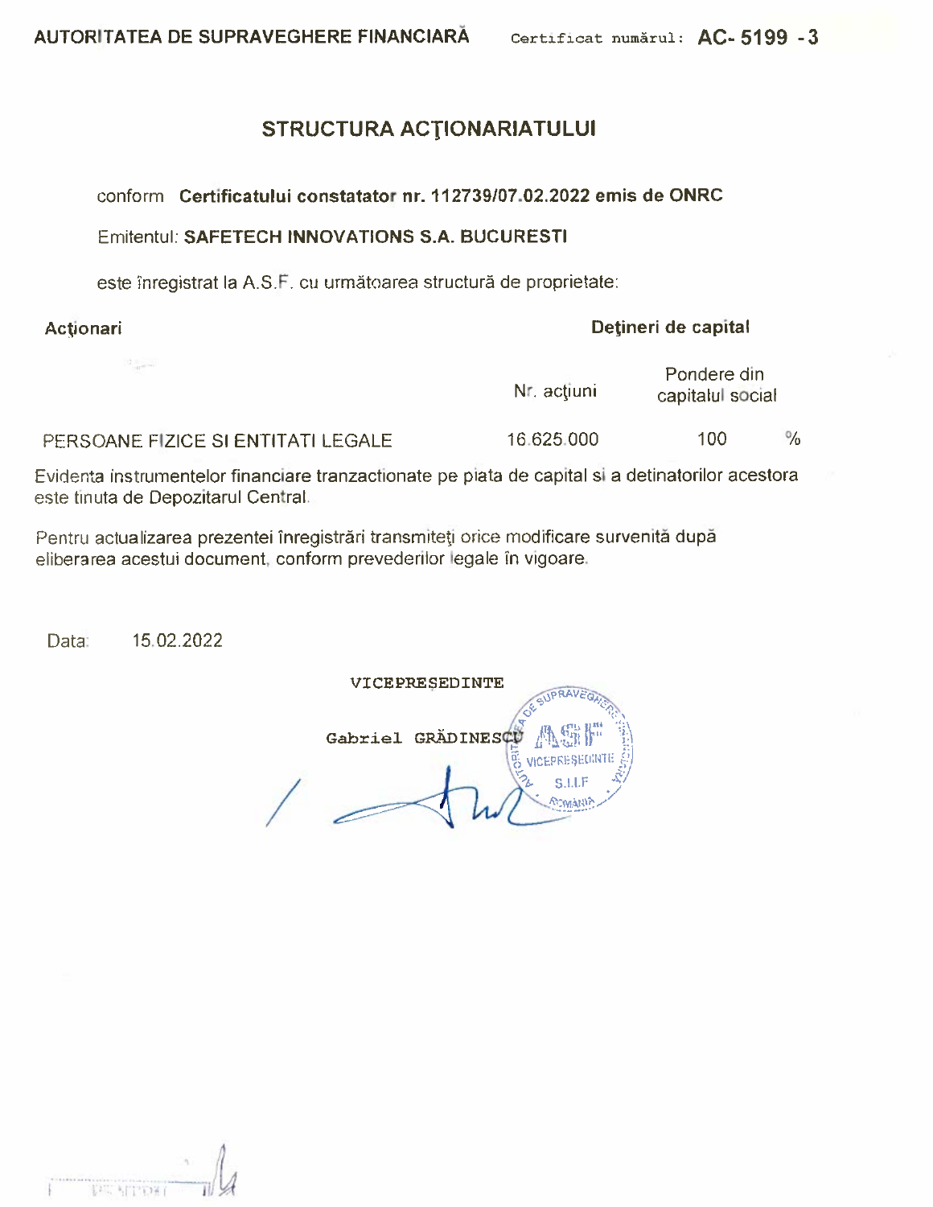AUTORITATEA DE SUPRAVEGHERE FINANCIARĂ Certificat numărul: AC- 5199 -3

## STRUCTURA ACŢIONARIATULUI

conform **Certificatului constatator nr. 112739/07.02.2022 emis de ONRC**

Emitentul: **SAFETECH INNOVATIONS S.A. BUCURESTI**

este înregistrat la A.S.F. cu următoarea structură de proprietate:

| **Acţionari** | **Deţineri de capital** | |
|---|---|---|
| | Nr. acţiuni | Pondere din capitalul social |
| PERSOANE FIZICE SI ENTITATI LEGALE | 16.625.000 | 100 % |

Evidenta instrumentelor financiare tranzactionate pe piata de capital si a detinatorilor acestora este tinuta de Depozitarul Central.

Pentru actualizarea prezentei înregistrări transmiteţi orice modificare survenită după eliberarea acestui document, conform prevederilor legale în vigoare.

Data: 15.02.2022

VICEPREŞEDINTE

Gabriel GRĂDINESCU